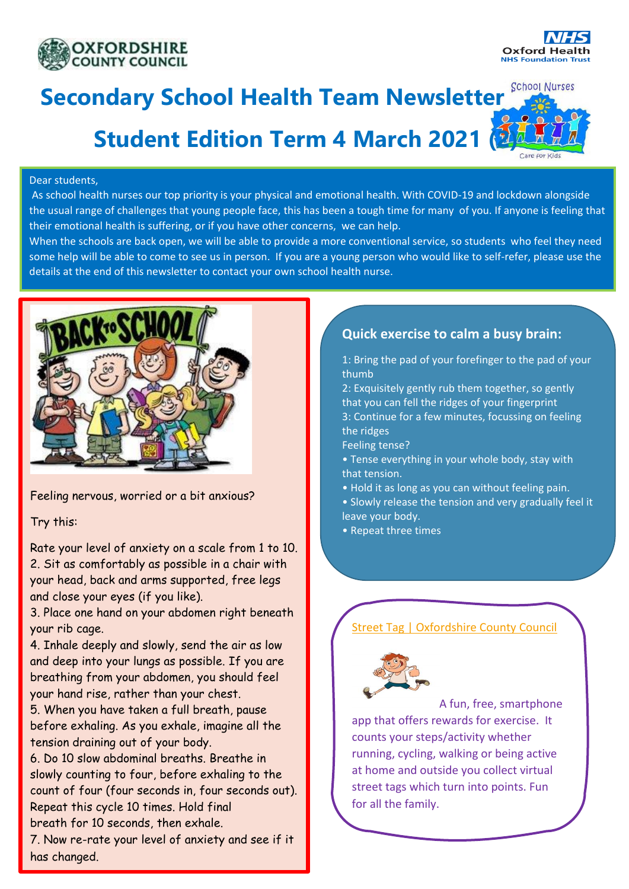# Secondary School Health Team Newsletter

## Student Edition Term 4 March 2021 (2)

Dear students,

As school health nurses our top priority is your physical and emotional health. With COVID-19 and lockdown alongside the usual range of challenges that young people face, this has been a tough time for many of you. If anyone is feeling that their emotional health is suffering, or if you have other concerns, we can help.

When the schools are back open, we will be able to provide a more conventional service, so students who feel they need some help will be able to come to see us in person. If you are a young person who would like to self-refer, please use the details at the end of this newsletter to contact your own school health nurse.

Feeling nervous, worried or a bit anxious?

Try this:

Rate your level of anxiety on a scale from 1 to 10.

2. Sit as comfortably as possible in a chair with your head, back and arms supported, free legs and close your eyes (if you like).
3. Place one hand on your abdomen right beneath your rib cage.
4. Inhale deeply and slowly, send the air as low and deep into your lungs as possible. If you are breathing from your abdomen, you should feel your hand rise, rather than your chest.
5. When you have taken a full breath, pause before exhaling. As you exhale, imagine all the tension draining out of your body.
6. Do 10 slow abdominal breaths. Breathe in slowly counting to four, before exhaling to the count of four (four seconds in, four seconds out). Repeat this cycle 10 times. Hold final breath for 10 seconds, then exhale.
7. Now re-rate your level of anxiety and see if it has changed.

### Quick exercise to calm a busy brain:

1: Bring the pad of your forefinger to the pad of your thumb
2: Exquisitely gently rub them together, so gently that you can fell the ridges of your fingerprint
3: Continue for a few minutes, focussing on feeling the ridges

Feeling tense?

- Tense everything in your whole body, stay with that tension.
- Hold it as long as you can without feeling pain.
- Slowly release the tension and very gradually feel it leave your body.
- Repeat three times

Street Tag | Oxfordshire County Council

A fun, free, smartphone app that offers rewards for exercise. It counts your steps/activity whether running, cycling, walking or being active at home and outside you collect virtual street tags which turn into points. Fun for all the family.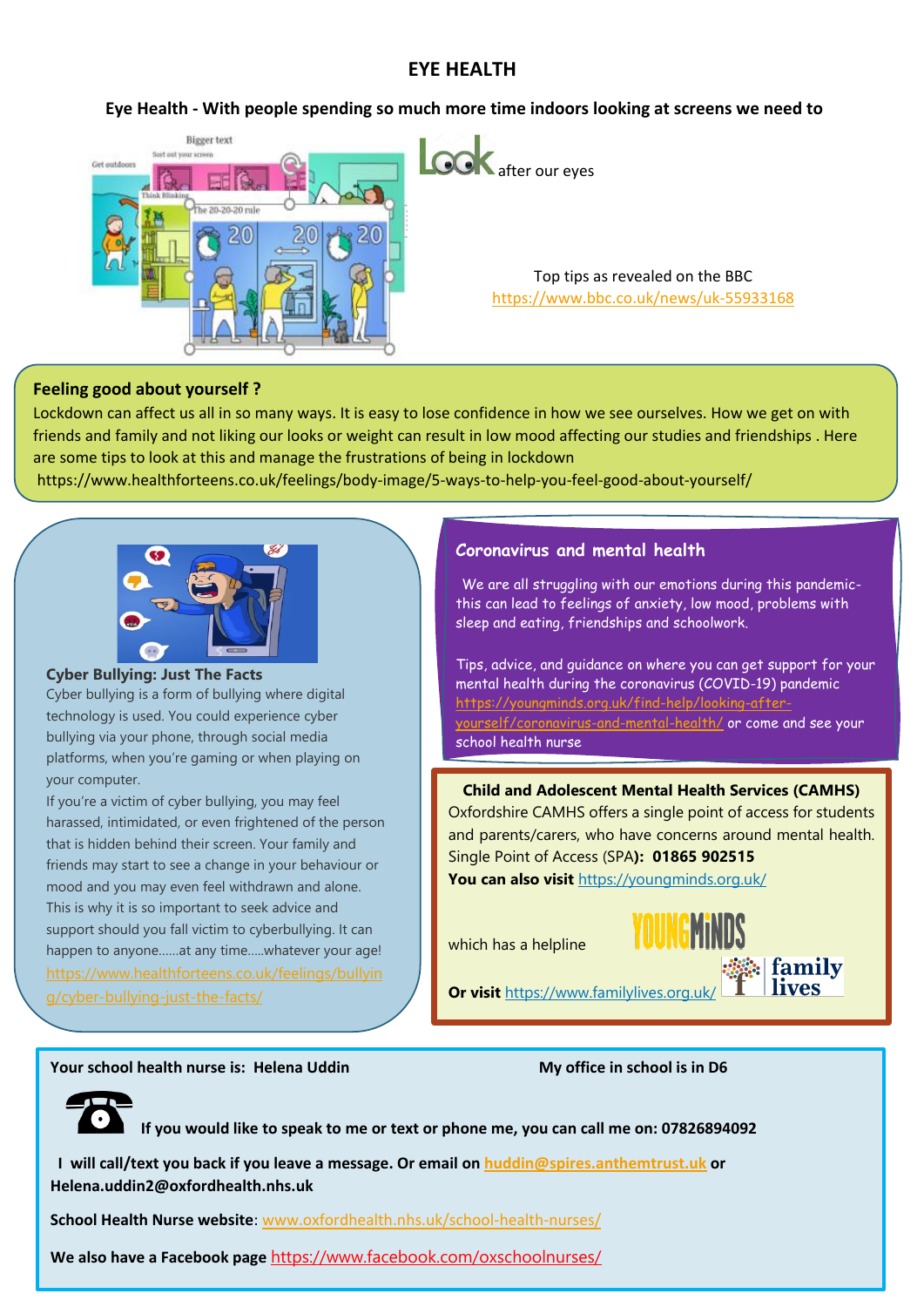# EYE HEALTH

**Eye Health - With people spending so much more time indoors looking at screens we need to**

Look after our eyes

Top tips as revealed on the BBC
https://www.bbc.co.uk/news/uk-55933168

## Feeling good about yourself ?

Lockdown can affect us all in so many ways. It is easy to lose confidence in how we see ourselves. How we get on with friends and family and not liking our looks or weight can result in low mood affecting our studies and friendships . Here are some tips to look at this and manage the frustrations of being in lockdown
https://www.healthforteens.co.uk/feelings/body-image/5-ways-to-help-you-feel-good-about-yourself/

## Cyber Bullying: Just The Facts

Cyber bullying is a form of bullying where digital technology is used. You could experience cyber bullying via your phone, through social media platforms, when you're gaming or when playing on your computer.

If you're a victim of cyber bullying, you may feel harassed, intimidated, or even frightened of the person that is hidden behind their screen. Your family and friends may start to see a change in your behaviour or mood and you may even feel withdrawn and alone. This is why it is so important to seek advice and support should you fall victim to cyberbullying. It can happen to anyone……at any time…..whatever your age!
https://www.healthforteens.co.uk/feelings/bullying/cyber-bullying-just-the-facts/

## Coronavirus and mental health

We are all struggling with our emotions during this pandemic- this can lead to feelings of anxiety, low mood, problems with sleep and eating, friendships and schoolwork.

Tips, advice, and guidance on where you can get support for your mental health during the coronavirus (COVID-19) pandemic https://youngminds.org.uk/find-help/looking-after-yourself/coronavirus-and-mental-health/ or come and see your school health nurse

## Child and Adolescent Mental Health Services (CAMHS)

Oxfordshire CAMHS offers a single point of access for students and parents/carers, who have concerns around mental health. Single Point of Access (SPA)**: 01865 902515**

**You can also visit** https://youngminds.org.uk/

which has a helpline

YOUNGMINDS

**Or visit** https://www.familylives.org.uk/

family lives

**Your school health nurse is: Helena Uddin**

**My office in school is in D6**

**If you would like to speak to me or text or phone me, you can call me on: 07826894092**

**I will call/text you back if you leave a message. Or email on huddin@spires.anthemtrust.uk or Helena.uddin2@oxfordhealth.nhs.uk**

**School Health Nurse website**: www.oxfordhealth.nhs.uk/school-health-nurses/

**We also have a Facebook page** https://www.facebook.com/oxschoolnurses/